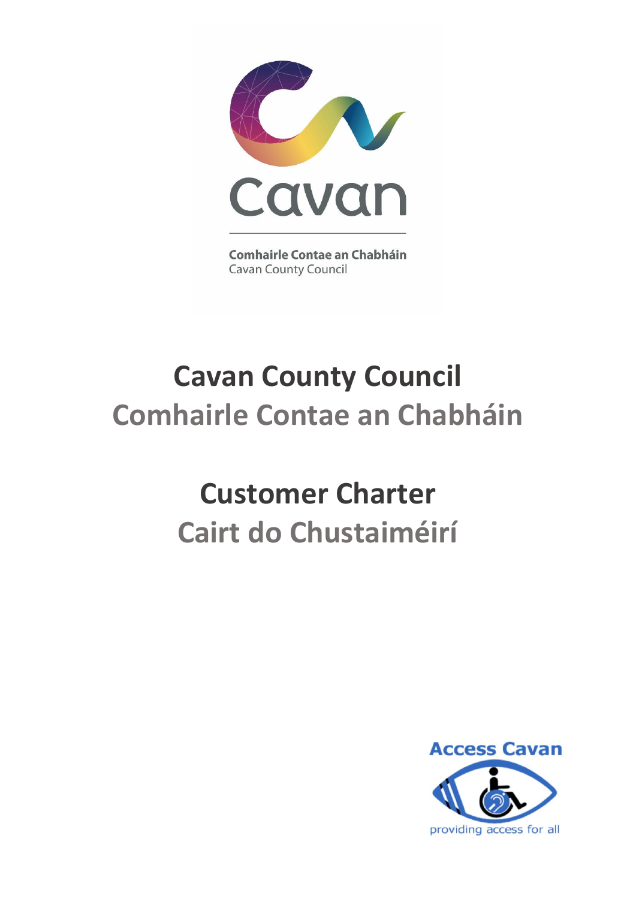Cavan

Comhairle Contae an Chabháin
Cavan County Council

# Cavan County Council
# Comhairle Contae an Chabháin

# Customer Charter
# Cairt do Chustaiméirí

Access Cavan
providing access for all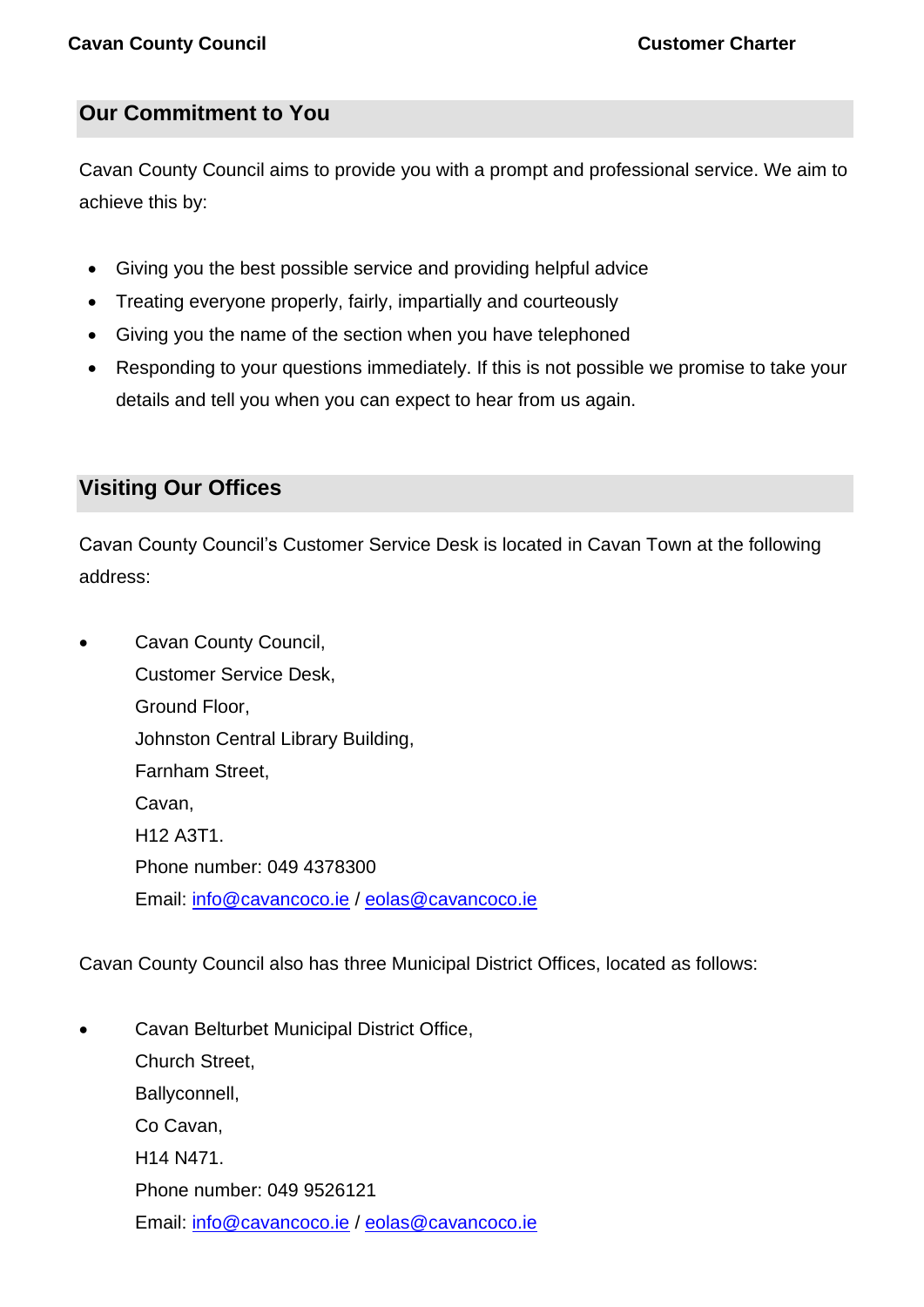## Our Commitment to You

Cavan County Council aims to provide you with a prompt and professional service. We aim to achieve this by:

- Giving you the best possible service and providing helpful advice
- Treating everyone properly, fairly, impartially and courteously
- Giving you the name of the section when you have telephoned
- Responding to your questions immediately. If this is not possible we promise to take your details and tell you when you can expect to hear from us again.

## Visiting Our Offices

Cavan County Council's Customer Service Desk is located in Cavan Town at the following address:

- Cavan County Council,
  Customer Service Desk,
  Ground Floor,
  Johnston Central Library Building,
  Farnham Street,
  Cavan,
  H12 A3T1.
  Phone number: 049 4378300
  Email: info@cavancoco.ie / eolas@cavancoco.ie

Cavan County Council also has three Municipal District Offices, located as follows:

- Cavan Belturbet Municipal District Office,
  Church Street,
  Ballyconnell,
  Co Cavan,
  H14 N471.
  Phone number: 049 9526121
  Email: info@cavancoco.ie / eolas@cavancoco.ie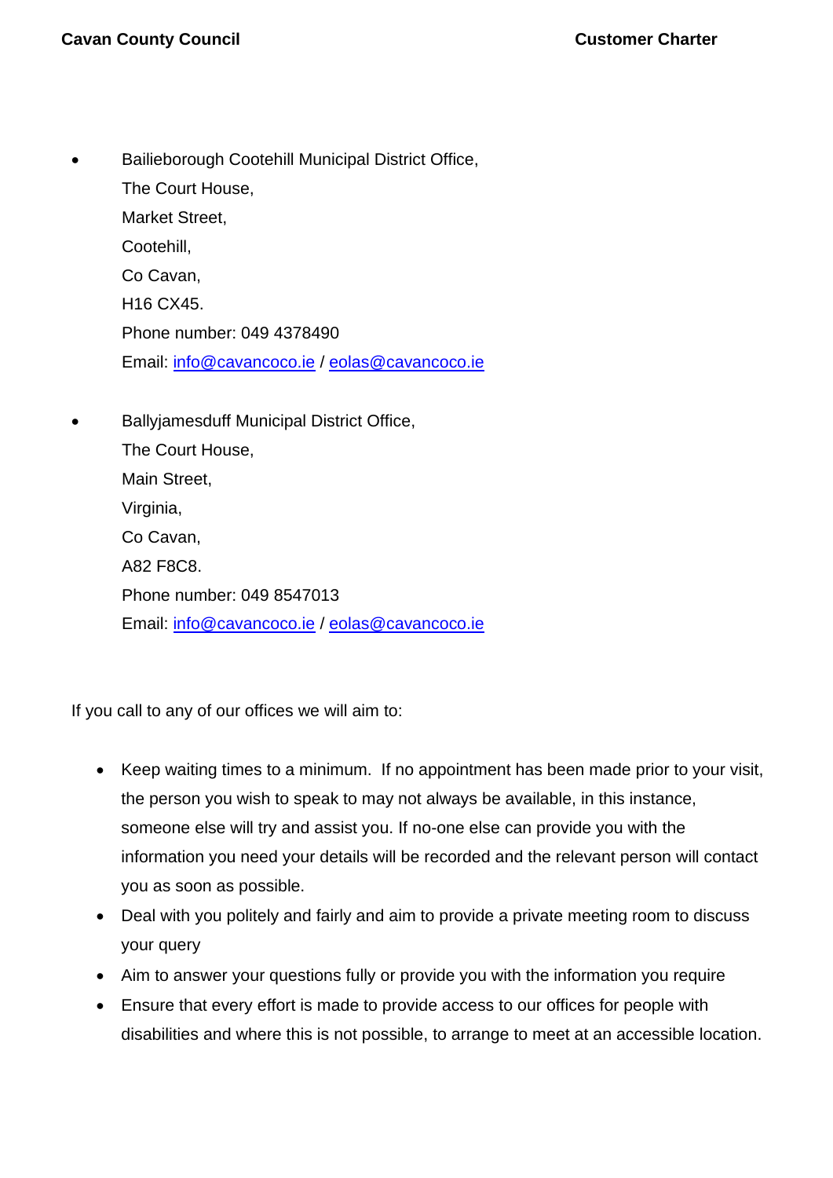- Bailieborough Cootehill Municipal District Office,
  The Court House,
  Market Street,
  Cootehill,
  Co Cavan,
  H16 CX45.
  Phone number: 049 4378490
  Email: info@cavancoco.ie / eolas@cavancoco.ie

- Ballyjamesduff Municipal District Office,
  The Court House,
  Main Street,
  Virginia,
  Co Cavan,
  A82 F8C8.
  Phone number: 049 8547013
  Email: info@cavancoco.ie / eolas@cavancoco.ie

If you call to any of our offices we will aim to:

- Keep waiting times to a minimum. If no appointment has been made prior to your visit, the person you wish to speak to may not always be available, in this instance, someone else will try and assist you. If no-one else can provide you with the information you need your details will be recorded and the relevant person will contact you as soon as possible.
- Deal with you politely and fairly and aim to provide a private meeting room to discuss your query
- Aim to answer your questions fully or provide you with the information you require
- Ensure that every effort is made to provide access to our offices for people with disabilities and where this is not possible, to arrange to meet at an accessible location.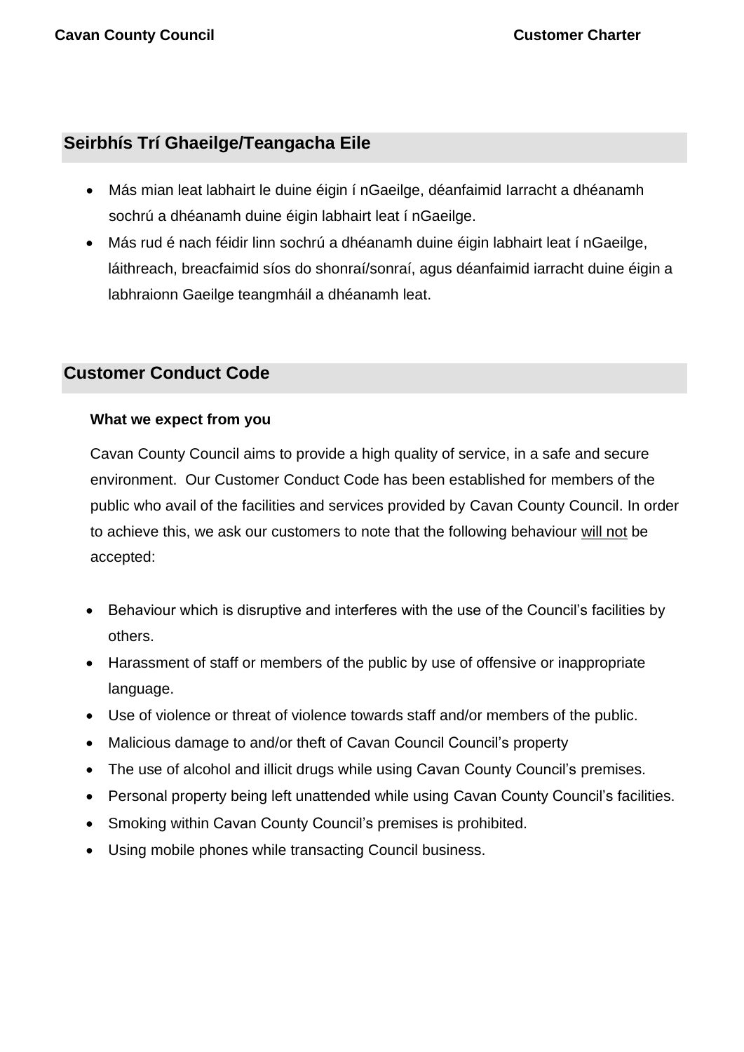## Seirbhís Trí Ghaeilge/Teangacha Eile

- Más mian leat labhairt le duine éigin í nGaeilge, déanfaimid Iarracht a dhéanamh sochrú a dhéanamh duine éigin labhairt leat í nGaeilge.
- Más rud é nach féidir linn sochrú a dhéanamh duine éigin labhairt leat í nGaeilge, láithreach, breacfaimid síos do shonraí/sonraí, agus déanfaimid iarracht duine éigin a labhraionn Gaeilge teangmháil a dhéanamh leat.

## Customer Conduct Code

**What we expect from you**

Cavan County Council aims to provide a high quality of service, in a safe and secure environment. Our Customer Conduct Code has been established for members of the public who avail of the facilities and services provided by Cavan County Council. In order to achieve this, we ask our customers to note that the following behaviour <u>will not</u> be accepted:

- Behaviour which is disruptive and interferes with the use of the Council's facilities by others.
- Harassment of staff or members of the public by use of offensive or inappropriate language.
- Use of violence or threat of violence towards staff and/or members of the public.
- Malicious damage to and/or theft of Cavan Council Council's property
- The use of alcohol and illicit drugs while using Cavan County Council's premises.
- Personal property being left unattended while using Cavan County Council's facilities.
- Smoking within Cavan County Council's premises is prohibited.
- Using mobile phones while transacting Council business.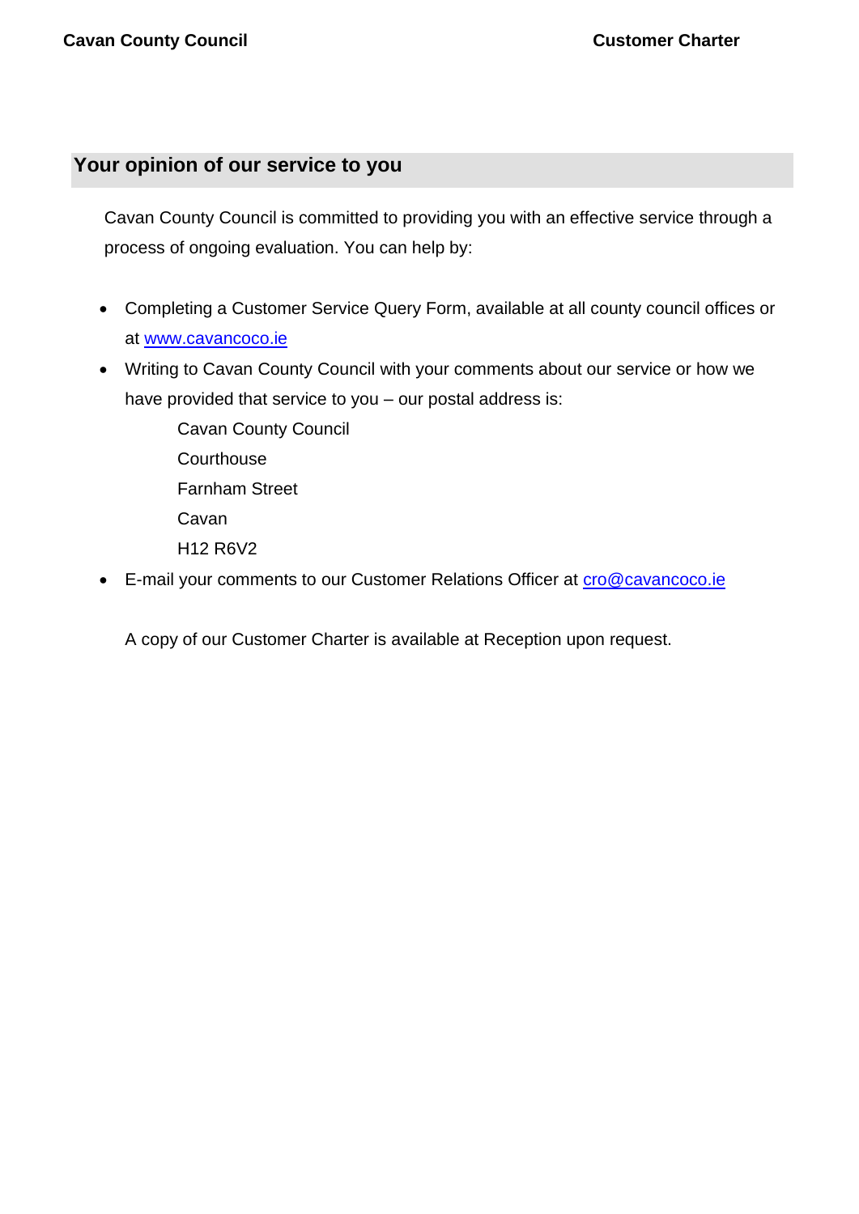## Your opinion of our service to you

Cavan County Council is committed to providing you with an effective service through a process of ongoing evaluation. You can help by:

- Completing a Customer Service Query Form, available at all county council offices or at www.cavancoco.ie
- Writing to Cavan County Council with your comments about our service or how we have provided that service to you – our postal address is:

  Cavan County Council
  Courthouse
  Farnham Street
  Cavan
  H12 R6V2

- E-mail your comments to our Customer Relations Officer at cro@cavancoco.ie

A copy of our Customer Charter is available at Reception upon request.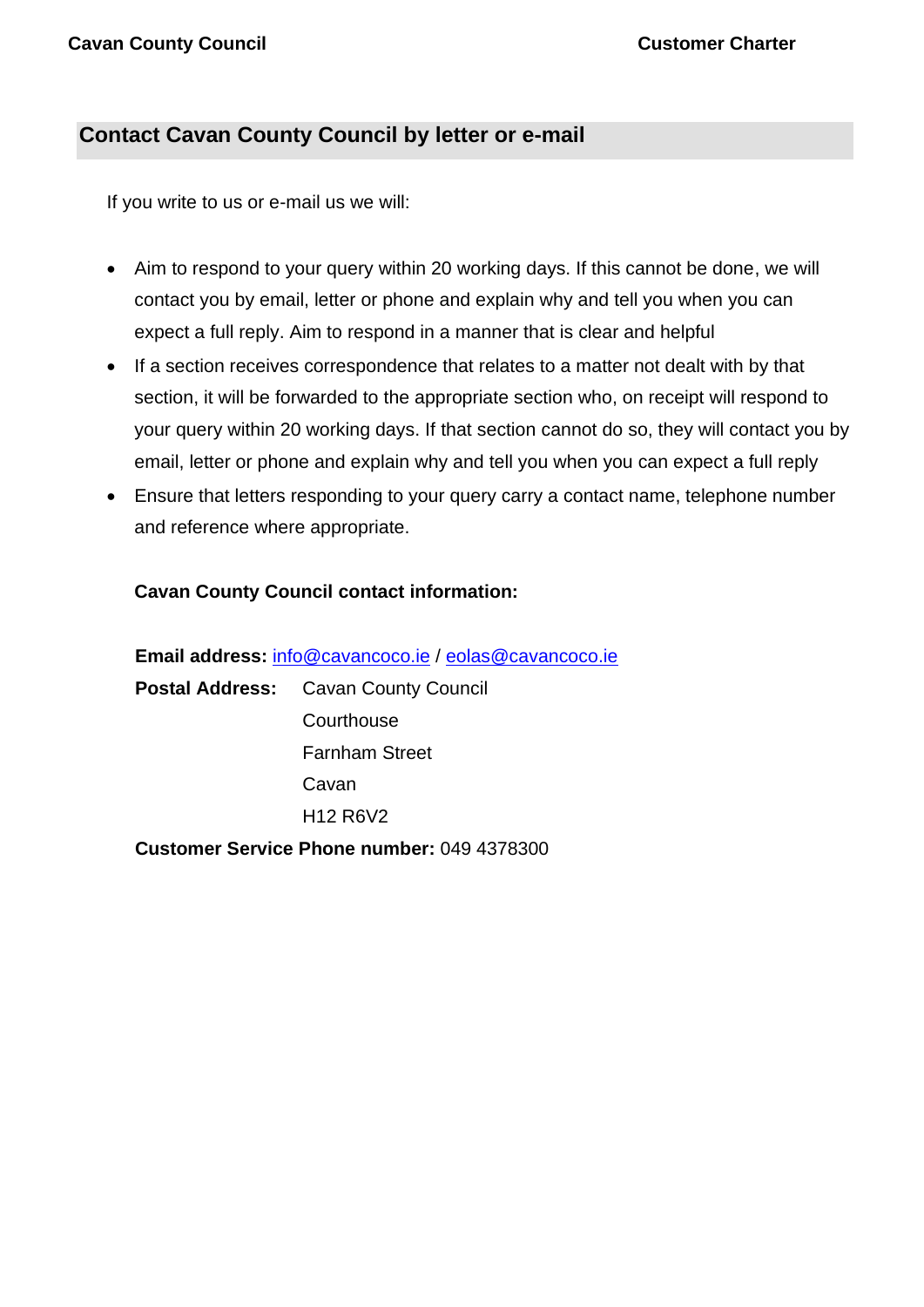## Contact Cavan County Council by letter or e-mail

If you write to us or e-mail us we will:

- Aim to respond to your query within 20 working days. If this cannot be done, we will contact you by email, letter or phone and explain why and tell you when you can expect a full reply. Aim to respond in a manner that is clear and helpful
- If a section receives correspondence that relates to a matter not dealt with by that section, it will be forwarded to the appropriate section who, on receipt will respond to your query within 20 working days. If that section cannot do so, they will contact you by email, letter or phone and explain why and tell you when you can expect a full reply
- Ensure that letters responding to your query carry a contact name, telephone number and reference where appropriate.

**Cavan County Council contact information:**

**Email address:** info@cavancoco.ie / eolas@cavancoco.ie

**Postal Address:** Cavan County Council
Courthouse
Farnham Street
Cavan
H12 R6V2

**Customer Service Phone number:** 049 4378300